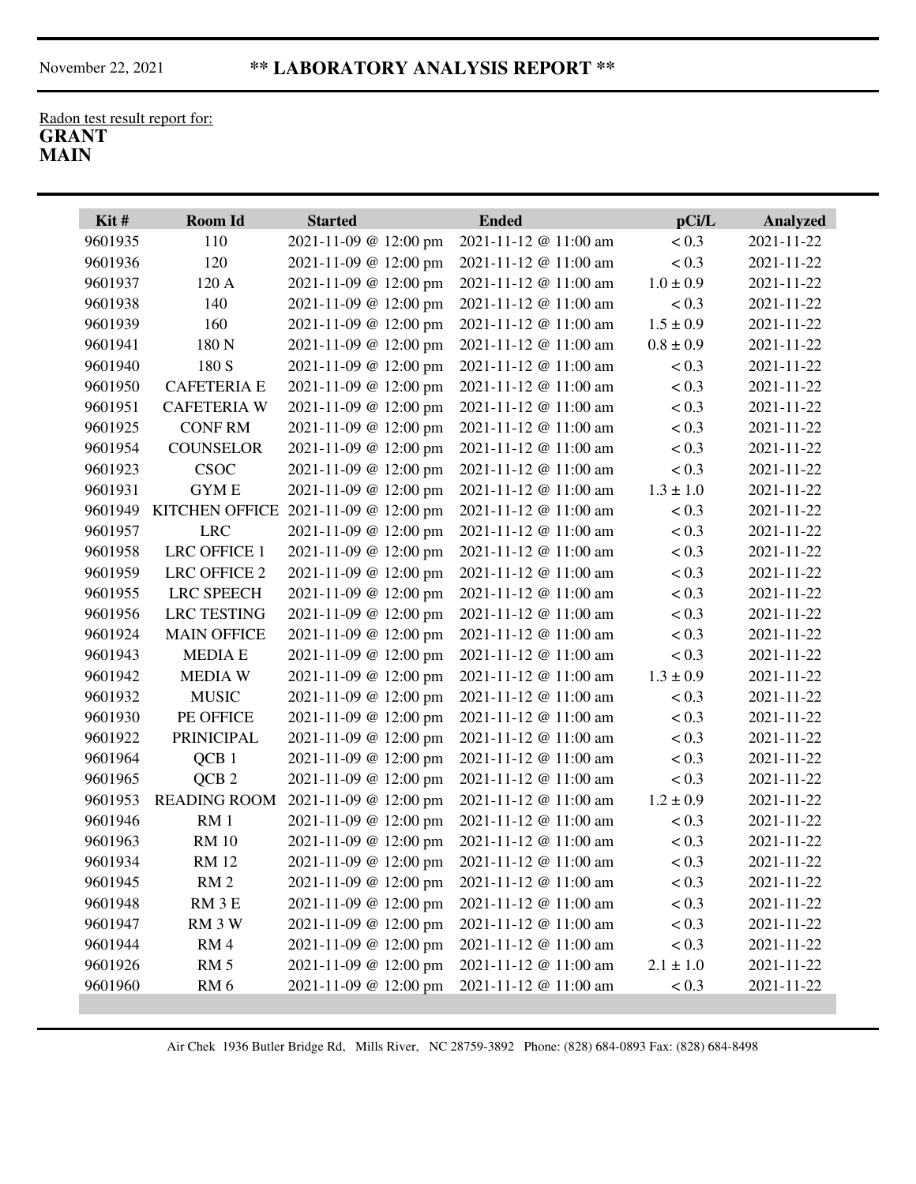November 22, 2021

# ** LABORATORY ANALYSIS REPORT **

Radon test result report for:
**GRANT**
**MAIN**

| Kit # | Room Id | Started | Ended | pCi/L | Analyzed |
|---|---|---|---|---|---|
| 9601935 | 110 | 2021-11-09 @ 12:00 pm | 2021-11-12 @ 11:00 am | < 0.3 | 2021-11-22 |
| 9601936 | 120 | 2021-11-09 @ 12:00 pm | 2021-11-12 @ 11:00 am | < 0.3 | 2021-11-22 |
| 9601937 | 120 A | 2021-11-09 @ 12:00 pm | 2021-11-12 @ 11:00 am | 1.0 ± 0.9 | 2021-11-22 |
| 9601938 | 140 | 2021-11-09 @ 12:00 pm | 2021-11-12 @ 11:00 am | < 0.3 | 2021-11-22 |
| 9601939 | 160 | 2021-11-09 @ 12:00 pm | 2021-11-12 @ 11:00 am | 1.5 ± 0.9 | 2021-11-22 |
| 9601941 | 180 N | 2021-11-09 @ 12:00 pm | 2021-11-12 @ 11:00 am | 0.8 ± 0.9 | 2021-11-22 |
| 9601940 | 180 S | 2021-11-09 @ 12:00 pm | 2021-11-12 @ 11:00 am | < 0.3 | 2021-11-22 |
| 9601950 | CAFETERIA E | 2021-11-09 @ 12:00 pm | 2021-11-12 @ 11:00 am | < 0.3 | 2021-11-22 |
| 9601951 | CAFETERIA W | 2021-11-09 @ 12:00 pm | 2021-11-12 @ 11:00 am | < 0.3 | 2021-11-22 |
| 9601925 | CONF RM | 2021-11-09 @ 12:00 pm | 2021-11-12 @ 11:00 am | < 0.3 | 2021-11-22 |
| 9601954 | COUNSELOR | 2021-11-09 @ 12:00 pm | 2021-11-12 @ 11:00 am | < 0.3 | 2021-11-22 |
| 9601923 | CSOC | 2021-11-09 @ 12:00 pm | 2021-11-12 @ 11:00 am | < 0.3 | 2021-11-22 |
| 9601931 | GYM E | 2021-11-09 @ 12:00 pm | 2021-11-12 @ 11:00 am | 1.3 ± 1.0 | 2021-11-22 |
| 9601949 | KITCHEN OFFICE | 2021-11-09 @ 12:00 pm | 2021-11-12 @ 11:00 am | < 0.3 | 2021-11-22 |
| 9601957 | LRC | 2021-11-09 @ 12:00 pm | 2021-11-12 @ 11:00 am | < 0.3 | 2021-11-22 |
| 9601958 | LRC OFFICE 1 | 2021-11-09 @ 12:00 pm | 2021-11-12 @ 11:00 am | < 0.3 | 2021-11-22 |
| 9601959 | LRC OFFICE 2 | 2021-11-09 @ 12:00 pm | 2021-11-12 @ 11:00 am | < 0.3 | 2021-11-22 |
| 9601955 | LRC SPEECH | 2021-11-09 @ 12:00 pm | 2021-11-12 @ 11:00 am | < 0.3 | 2021-11-22 |
| 9601956 | LRC TESTING | 2021-11-09 @ 12:00 pm | 2021-11-12 @ 11:00 am | < 0.3 | 2021-11-22 |
| 9601924 | MAIN OFFICE | 2021-11-09 @ 12:00 pm | 2021-11-12 @ 11:00 am | < 0.3 | 2021-11-22 |
| 9601943 | MEDIA E | 2021-11-09 @ 12:00 pm | 2021-11-12 @ 11:00 am | < 0.3 | 2021-11-22 |
| 9601942 | MEDIA W | 2021-11-09 @ 12:00 pm | 2021-11-12 @ 11:00 am | 1.3 ± 0.9 | 2021-11-22 |
| 9601932 | MUSIC | 2021-11-09 @ 12:00 pm | 2021-11-12 @ 11:00 am | < 0.3 | 2021-11-22 |
| 9601930 | PE OFFICE | 2021-11-09 @ 12:00 pm | 2021-11-12 @ 11:00 am | < 0.3 | 2021-11-22 |
| 9601922 | PRINICIPAL | 2021-11-09 @ 12:00 pm | 2021-11-12 @ 11:00 am | < 0.3 | 2021-11-22 |
| 9601964 | QCB 1 | 2021-11-09 @ 12:00 pm | 2021-11-12 @ 11:00 am | < 0.3 | 2021-11-22 |
| 9601965 | QCB 2 | 2021-11-09 @ 12:00 pm | 2021-11-12 @ 11:00 am | < 0.3 | 2021-11-22 |
| 9601953 | READING ROOM | 2021-11-09 @ 12:00 pm | 2021-11-12 @ 11:00 am | 1.2 ± 0.9 | 2021-11-22 |
| 9601946 | RM 1 | 2021-11-09 @ 12:00 pm | 2021-11-12 @ 11:00 am | < 0.3 | 2021-11-22 |
| 9601963 | RM 10 | 2021-11-09 @ 12:00 pm | 2021-11-12 @ 11:00 am | < 0.3 | 2021-11-22 |
| 9601934 | RM 12 | 2021-11-09 @ 12:00 pm | 2021-11-12 @ 11:00 am | < 0.3 | 2021-11-22 |
| 9601945 | RM 2 | 2021-11-09 @ 12:00 pm | 2021-11-12 @ 11:00 am | < 0.3 | 2021-11-22 |
| 9601948 | RM 3 E | 2021-11-09 @ 12:00 pm | 2021-11-12 @ 11:00 am | < 0.3 | 2021-11-22 |
| 9601947 | RM 3 W | 2021-11-09 @ 12:00 pm | 2021-11-12 @ 11:00 am | < 0.3 | 2021-11-22 |
| 9601944 | RM 4 | 2021-11-09 @ 12:00 pm | 2021-11-12 @ 11:00 am | < 0.3 | 2021-11-22 |
| 9601926 | RM 5 | 2021-11-09 @ 12:00 pm | 2021-11-12 @ 11:00 am | 2.1 ± 1.0 | 2021-11-22 |
| 9601960 | RM 6 | 2021-11-09 @ 12:00 pm | 2021-11-12 @ 11:00 am | < 0.3 | 2021-11-22 |

Air Chek 1936 Butler Bridge Rd, Mills River, NC 28759-3892 Phone: (828) 684-0893 Fax: (828) 684-8498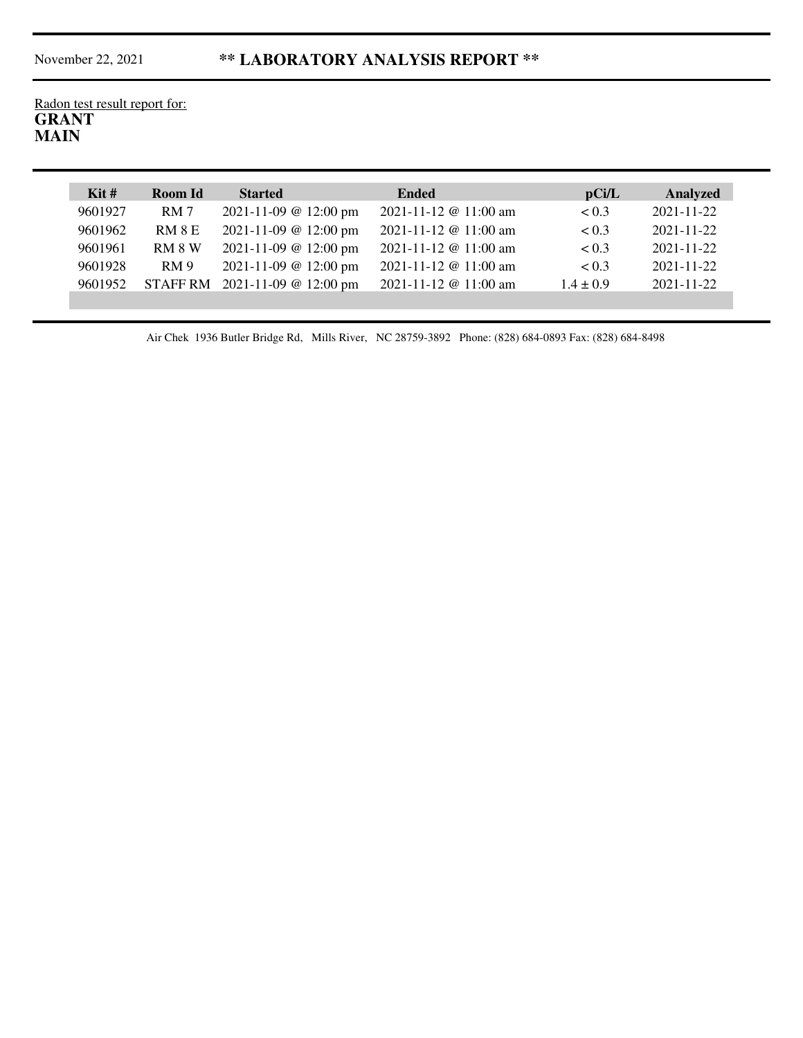November 22, 2021

# ** LABORATORY ANALYSIS REPORT **

Radon test result report for:
**GRANT**
**MAIN**

| Kit # | Room Id | Started | Ended | pCi/L | Analyzed |
|---|---|---|---|---|---|
| 9601927 | RM 7 | 2021-11-09 @ 12:00 pm | 2021-11-12 @ 11:00 am | < 0.3 | 2021-11-22 |
| 9601962 | RM 8 E | 2021-11-09 @ 12:00 pm | 2021-11-12 @ 11:00 am | < 0.3 | 2021-11-22 |
| 9601961 | RM 8 W | 2021-11-09 @ 12:00 pm | 2021-11-12 @ 11:00 am | < 0.3 | 2021-11-22 |
| 9601928 | RM 9 | 2021-11-09 @ 12:00 pm | 2021-11-12 @ 11:00 am | < 0.3 | 2021-11-22 |
| 9601952 | STAFF RM | 2021-11-09 @ 12:00 pm | 2021-11-12 @ 11:00 am | 1.4 ± 0.9 | 2021-11-22 |

Air Chek 1936 Butler Bridge Rd, Mills River, NC 28759-3892 Phone: (828) 684-0893 Fax: (828) 684-8498